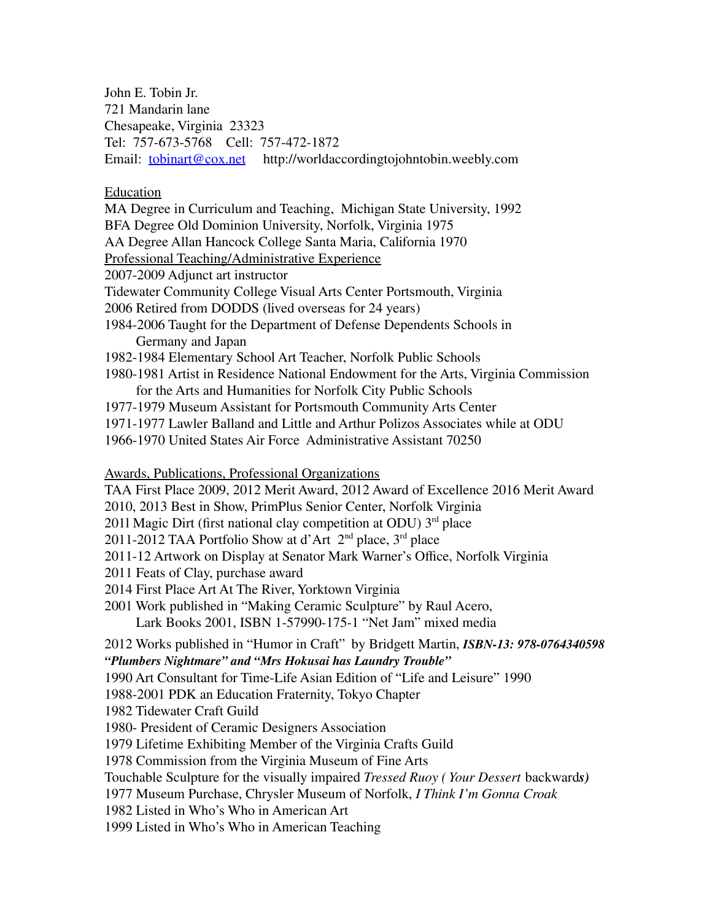John E. Tobin Jr.
721 Mandarin lane
Chesapeake, Virginia 23323
Tel: 757-673-5768 Cell: 757-472-1872
Email: tobinart@cox.net http://worldaccordingtojohntobin.weebly.com

## Education

MA Degree in Curriculum and Teaching, Michigan State University, 1992
BFA Degree Old Dominion University, Norfolk, Virginia 1975
AA Degree Allan Hancock College Santa Maria, California 1970

## Professional Teaching/Administrative Experience

2007-2009 Adjunct art instructor
Tidewater Community College Visual Arts Center Portsmouth, Virginia
2006 Retired from DODDS (lived overseas for 24 years)
1984-2006 Taught for the Department of Defense Dependents Schools in Germany and Japan
1982-1984 Elementary School Art Teacher, Norfolk Public Schools
1980-1981 Artist in Residence National Endowment for the Arts, Virginia Commission for the Arts and Humanities for Norfolk City Public Schools
1977-1979 Museum Assistant for Portsmouth Community Arts Center
1971-1977 Lawler Balland and Little and Arthur Polizos Associates while at ODU
1966-1970 United States Air Force Administrative Assistant 70250

## Awards, Publications, Professional Organizations

TAA First Place 2009, 2012 Merit Award, 2012 Award of Excellence 2016 Merit Award
2010, 2013 Best in Show, PrimPlus Senior Center, Norfolk Virginia
2011 Magic Dirt (first national clay competition at ODU) 3rd place
2011-2012 TAA Portfolio Show at d'Art 2nd place, 3rd place
2011-12 Artwork on Display at Senator Mark Warner's Office, Norfolk Virginia
2011 Feats of Clay, purchase award
2014 First Place Art At The River, Yorktown Virginia
2001 Work published in "Making Ceramic Sculpture" by Raul Acero, Lark Books 2001, ISBN 1-57990-175-1 "Net Jam" mixed media
2012 Works published in "Humor in Craft" by Bridgett Martin, ***ISBN-13: 978-0764340598***
***"Plumbers Nightmare" and "Mrs Hokusai has Laundry Trouble"***
1990 Art Consultant for Time-Life Asian Edition of "Life and Leisure" 1990
1988-2001 PDK an Education Fraternity, Tokyo Chapter
1982 Tidewater Craft Guild
1980- President of Ceramic Designers Association
1979 Lifetime Exhibiting Member of the Virginia Crafts Guild
1978 Commission from the Virginia Museum of Fine Arts
Touchable Sculpture for the visually impaired *Tressed Ruoy ( Your Dessert* backward***s)***
1977 Museum Purchase, Chrysler Museum of Norfolk, *I Think I'm Gonna Croak*
1982 Listed in Who's Who in American Art
1999 Listed in Who's Who in American Teaching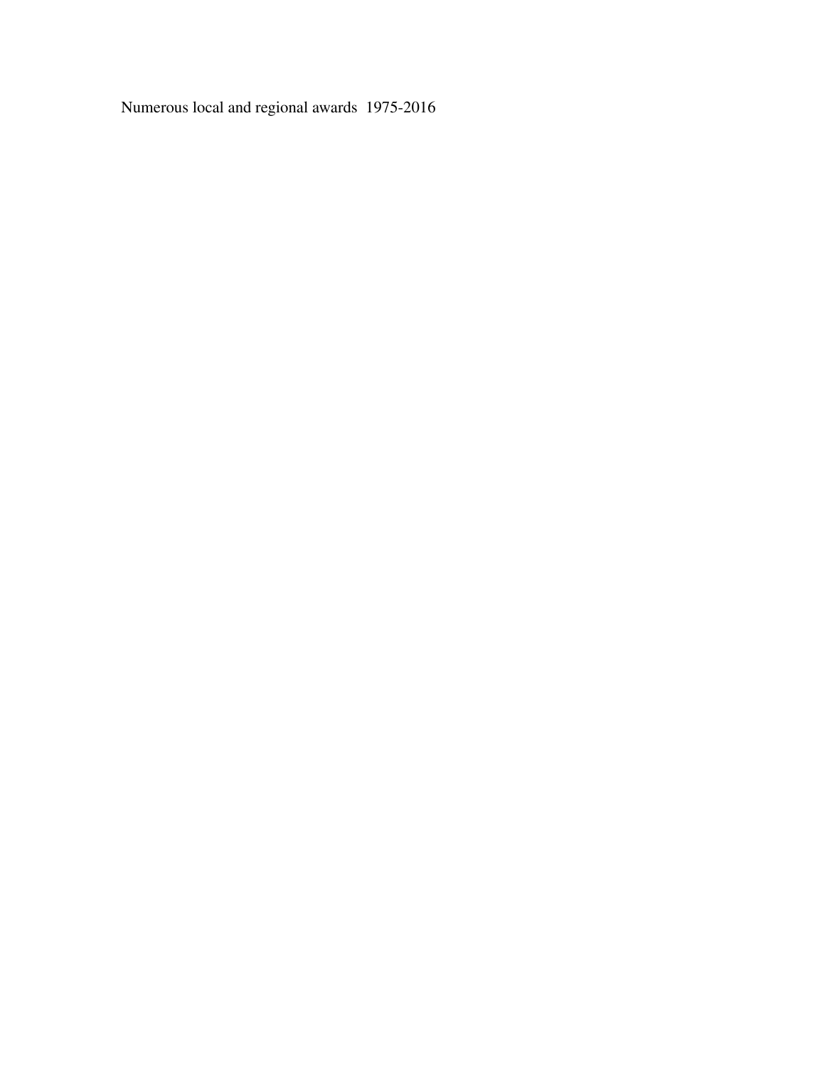Numerous local and regional awards 1975-2016